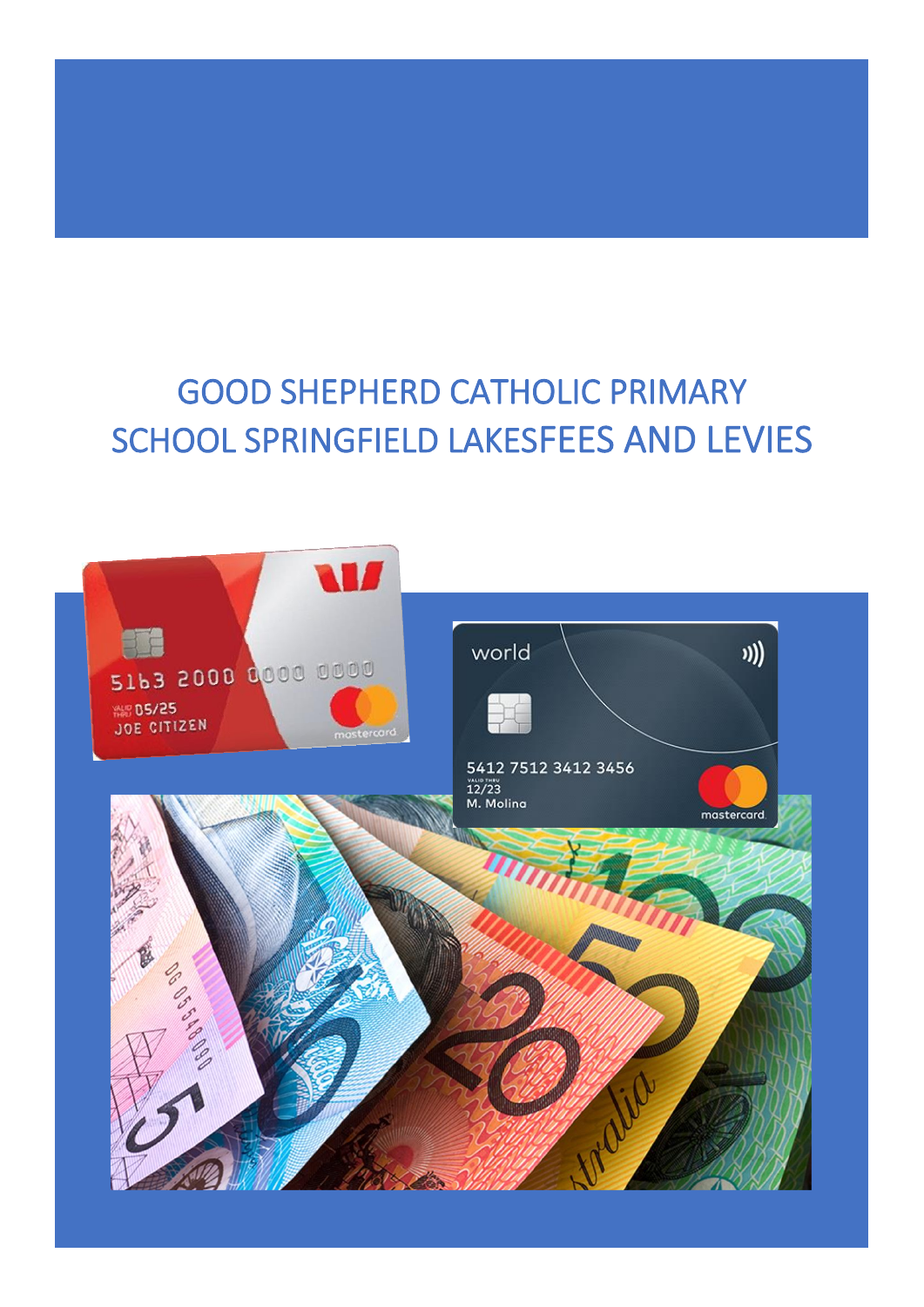# GOOD SHEPHERD CATHOLIC PRIMARY SCHOOL SPRINGFIELD LAKESFEES AND LEVIES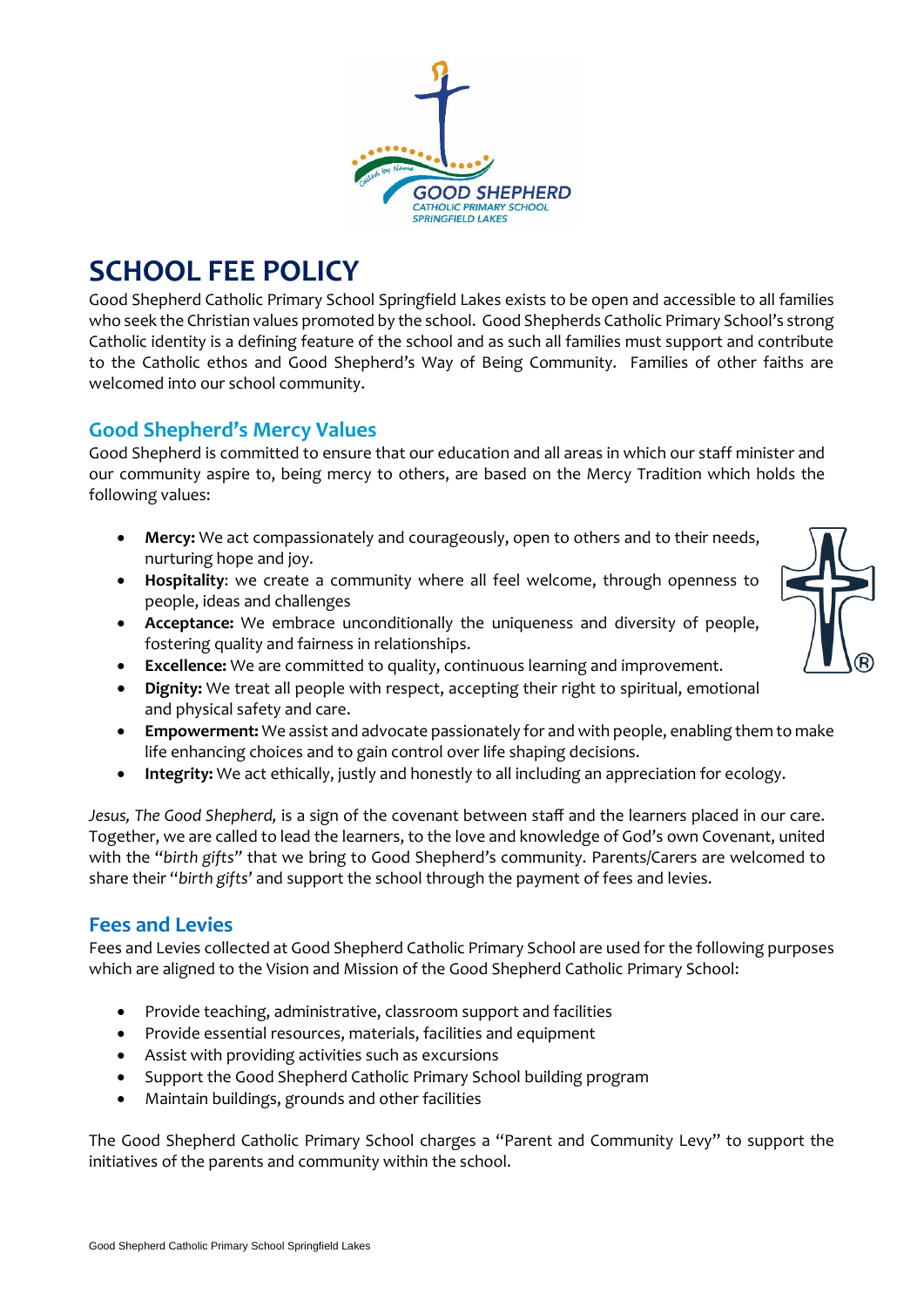# SCHOOL FEE POLICY

Good Shepherd Catholic Primary School Springfield Lakes exists to be open and accessible to all families who seek the Christian values promoted by the school. Good Shepherds Catholic Primary School's strong Catholic identity is a defining feature of the school and as such all families must support and contribute to the Catholic ethos and Good Shepherd's Way of Being Community. Families of other faiths are welcomed into our school community.

## Good Shepherd's Mercy Values

Good Shepherd is committed to ensure that our education and all areas in which our staff minister and our community aspire to, being mercy to others, are based on the Mercy Tradition which holds the following values:

- **Mercy:** We act compassionately and courageously, open to others and to their needs, nurturing hope and joy.
- **Hospitality**: we create a community where all feel welcome, through openness to people, ideas and challenges
- **Acceptance:** We embrace unconditionally the uniqueness and diversity of people, fostering quality and fairness in relationships.
- **Excellence:** We are committed to quality, continuous learning and improvement.
- **Dignity:** We treat all people with respect, accepting their right to spiritual, emotional and physical safety and care.
- **Empowerment:** We assist and advocate passionately for and with people, enabling them to make life enhancing choices and to gain control over life shaping decisions.
- **Integrity:** We act ethically, justly and honestly to all including an appreciation for ecology.

*Jesus, The Good Shepherd,* is a sign of the covenant between staff and the learners placed in our care. Together, we are called to lead the learners, to the love and knowledge of God's own Covenant, united with the "*birth gifts*" that we bring to Good Shepherd's community. Parents/Carers are welcomed to share their "*birth gifts*' and support the school through the payment of fees and levies.

## Fees and Levies

Fees and Levies collected at Good Shepherd Catholic Primary School are used for the following purposes which are aligned to the Vision and Mission of the Good Shepherd Catholic Primary School:

- Provide teaching, administrative, classroom support and facilities
- Provide essential resources, materials, facilities and equipment
- Assist with providing activities such as excursions
- Support the Good Shepherd Catholic Primary School building program
- Maintain buildings, grounds and other facilities

The Good Shepherd Catholic Primary School charges a "Parent and Community Levy" to support the initiatives of the parents and community within the school.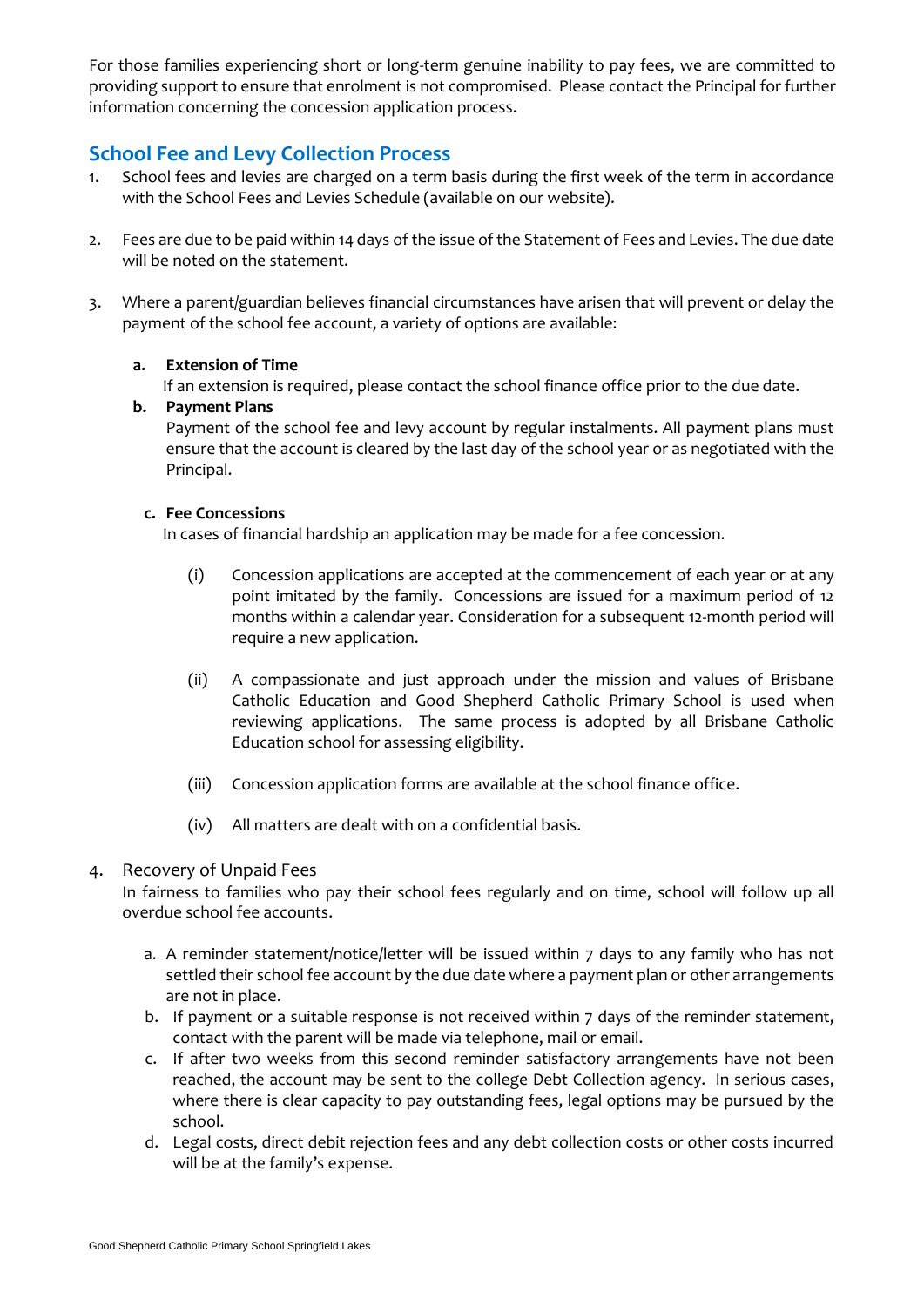For those families experiencing short or long-term genuine inability to pay fees, we are committed to providing support to ensure that enrolment is not compromised. Please contact the Principal for further information concerning the concession application process.

## School Fee and Levy Collection Process

1. School fees and levies are charged on a term basis during the first week of the term in accordance with the School Fees and Levies Schedule (available on our website).

2. Fees are due to be paid within 14 days of the issue of the Statement of Fees and Levies. The due date will be noted on the statement.

3. Where a parent/guardian believes financial circumstances have arisen that will prevent or delay the payment of the school fee account, a variety of options are available:

   **a. Extension of Time**
   If an extension is required, please contact the school finance office prior to the due date.

   **b. Payment Plans**
   Payment of the school fee and levy account by regular instalments. All payment plans must ensure that the account is cleared by the last day of the school year or as negotiated with the Principal.

   **c. Fee Concessions**
   In cases of financial hardship an application may be made for a fee concession.

   (i) Concession applications are accepted at the commencement of each year or at any point imitated by the family. Concessions are issued for a maximum period of 12 months within a calendar year. Consideration for a subsequent 12-month period will require a new application.

   (ii) A compassionate and just approach under the mission and values of Brisbane Catholic Education and Good Shepherd Catholic Primary School is used when reviewing applications. The same process is adopted by all Brisbane Catholic Education school for assessing eligibility.

   (iii) Concession application forms are available at the school finance office.

   (iv) All matters are dealt with on a confidential basis.

4. Recovery of Unpaid Fees
   In fairness to families who pay their school fees regularly and on time, school will follow up all overdue school fee accounts.

   a. A reminder statement/notice/letter will be issued within 7 days to any family who has not settled their school fee account by the due date where a payment plan or other arrangements are not in place.
   b. If payment or a suitable response is not received within 7 days of the reminder statement, contact with the parent will be made via telephone, mail or email.
   c. If after two weeks from this second reminder satisfactory arrangements have not been reached, the account may be sent to the college Debt Collection agency. In serious cases, where there is clear capacity to pay outstanding fees, legal options may be pursued by the school.
   d. Legal costs, direct debit rejection fees and any debt collection costs or other costs incurred will be at the family's expense.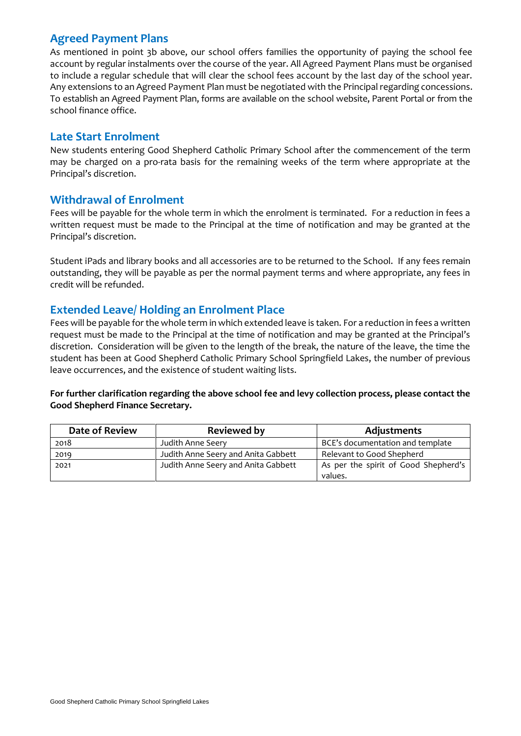## Agreed Payment Plans

As mentioned in point 3b above, our school offers families the opportunity of paying the school fee account by regular instalments over the course of the year. All Agreed Payment Plans must be organised to include a regular schedule that will clear the school fees account by the last day of the school year. Any extensions to an Agreed Payment Plan must be negotiated with the Principal regarding concessions. To establish an Agreed Payment Plan, forms are available on the school website, Parent Portal or from the school finance office.

## Late Start Enrolment

New students entering Good Shepherd Catholic Primary School after the commencement of the term may be charged on a pro-rata basis for the remaining weeks of the term where appropriate at the Principal's discretion.

## Withdrawal of Enrolment

Fees will be payable for the whole term in which the enrolment is terminated. For a reduction in fees a written request must be made to the Principal at the time of notification and may be granted at the Principal's discretion.

Student iPads and library books and all accessories are to be returned to the School. If any fees remain outstanding, they will be payable as per the normal payment terms and where appropriate, any fees in credit will be refunded.

## Extended Leave/ Holding an Enrolment Place

Fees will be payable for the whole term in which extended leave is taken. For a reduction in fees a written request must be made to the Principal at the time of notification and may be granted at the Principal's discretion. Consideration will be given to the length of the break, the nature of the leave, the time the student has been at Good Shepherd Catholic Primary School Springfield Lakes, the number of previous leave occurrences, and the existence of student waiting lists.

**For further clarification regarding the above school fee and levy collection process, please contact the Good Shepherd Finance Secretary.**

| Date of Review | Reviewed by | Adjustments |
|---|---|---|
| 2018 | Judith Anne Seery | BCE's documentation and template |
| 2019 | Judith Anne Seery and Anita Gabbett | Relevant to Good Shepherd |
| 2021 | Judith Anne Seery and Anita Gabbett | As per the spirit of Good Shepherd's values. |